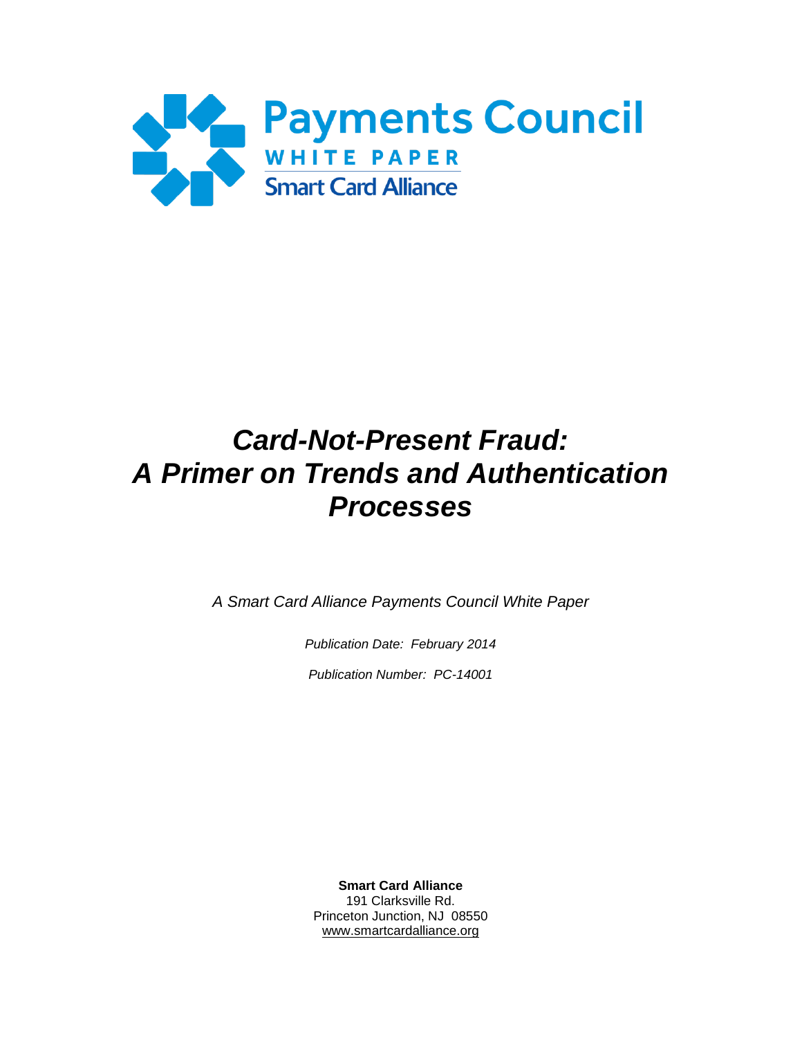Payments Council

WHITE PAPER

Smart Card Alliance

# *Card-Not-Present Fraud: A Primer on Trends and Authentication Processes*

*A Smart Card Alliance Payments Council White Paper*

*Publication Date: February 2014*

*Publication Number: PC-14001*

**Smart Card Alliance**
191 Clarksville Rd.
Princeton Junction, NJ 08550
www.smartcardalliance.org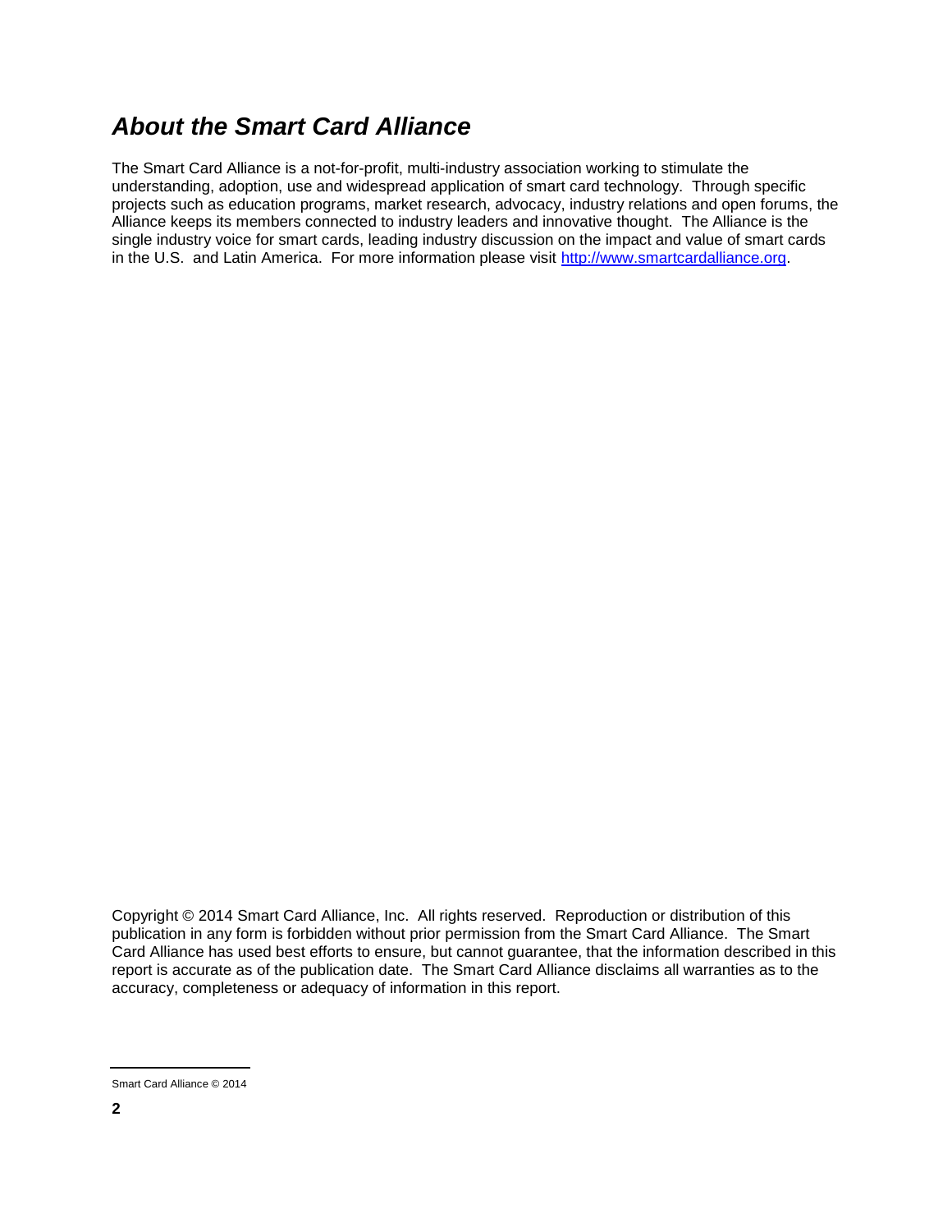## *About the Smart Card Alliance*

The Smart Card Alliance is a not-for-profit, multi-industry association working to stimulate the understanding, adoption, use and widespread application of smart card technology. Through specific projects such as education programs, market research, advocacy, industry relations and open forums, the Alliance keeps its members connected to industry leaders and innovative thought. The Alliance is the single industry voice for smart cards, leading industry discussion on the impact and value of smart cards in the U.S. and Latin America. For more information please visit [http://www.smartcardalliance.org](http://www.smartcardalliance.org).

Copyright © 2014 Smart Card Alliance, Inc. All rights reserved. Reproduction or distribution of this publication in any form is forbidden without prior permission from the Smart Card Alliance. The Smart Card Alliance has used best efforts to ensure, but cannot guarantee, that the information described in this report is accurate as of the publication date. The Smart Card Alliance disclaims all warranties as to the accuracy, completeness or adequacy of information in this report.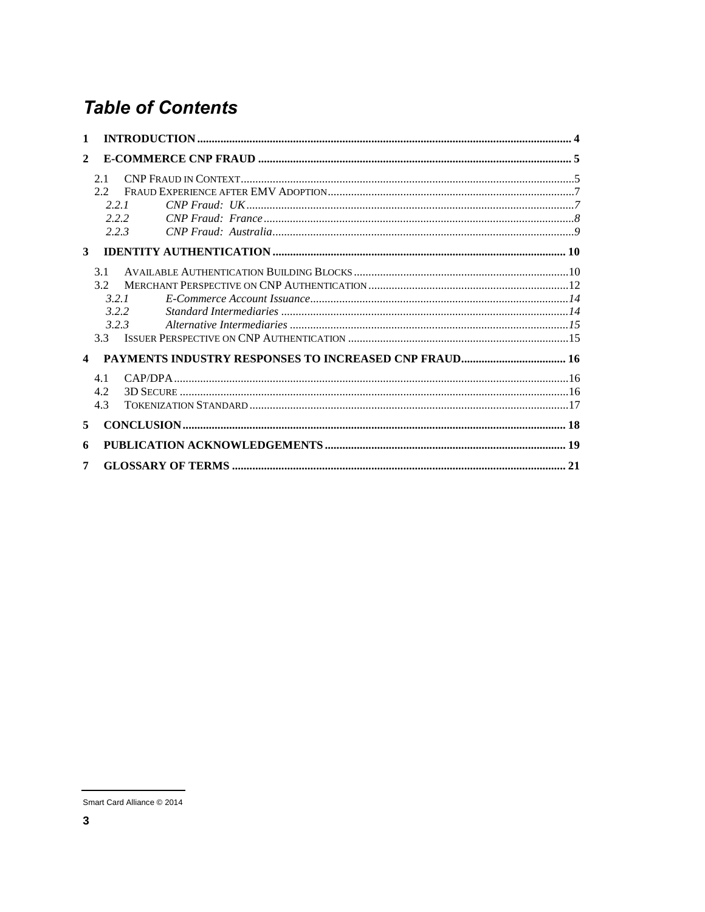# Table of Contents

1 INTRODUCTION ... 4

2 E-COMMERCE CNP FRAUD ... 5

- 2.1 CNP FRAUD IN CONTEXT ... 5
- 2.2 FRAUD EXPERIENCE AFTER EMV ADOPTION ... 7
  - *2.2.1 CNP Fraud: UK ... 7*
  - *2.2.2 CNP Fraud: France ... 8*
  - *2.2.3 CNP Fraud: Australia ... 9*

3 IDENTITY AUTHENTICATION ... 10

- 3.1 AVAILABLE AUTHENTICATION BUILDING BLOCKS ... 10
- 3.2 MERCHANT PERSPECTIVE ON CNP AUTHENTICATION ... 12
  - *3.2.1 E-Commerce Account Issuance ... 14*
  - *3.2.2 Standard Intermediaries ... 14*
  - *3.2.3 Alternative Intermediaries ... 15*
- 3.3 ISSUER PERSPECTIVE ON CNP AUTHENTICATION ... 15

4 PAYMENTS INDUSTRY RESPONSES TO INCREASED CNP FRAUD ... 16

- 4.1 CAP/DPA ... 16
- 4.2 3D SECURE ... 16
- 4.3 TOKENIZATION STANDARD ... 17

5 CONCLUSION ... 18

6 PUBLICATION ACKNOWLEDGEMENTS ... 19

7 GLOSSARY OF TERMS ... 21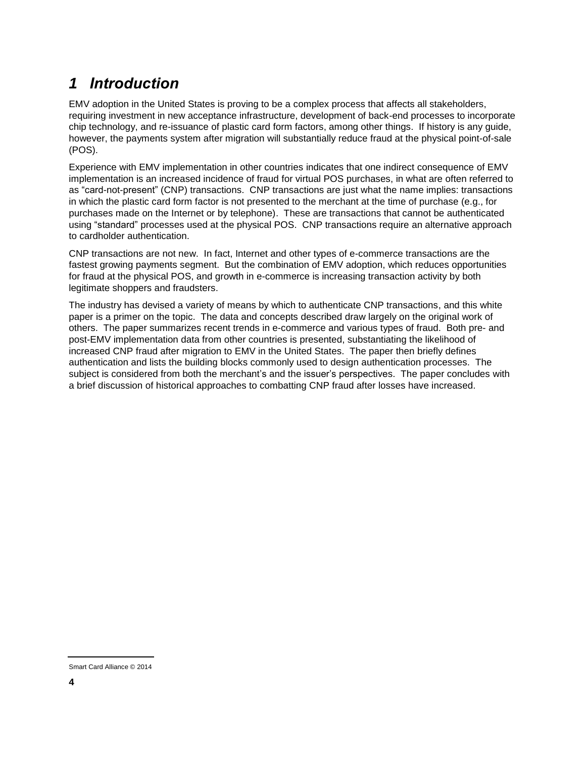# 1 Introduction

EMV adoption in the United States is proving to be a complex process that affects all stakeholders, requiring investment in new acceptance infrastructure, development of back-end processes to incorporate chip technology, and re-issuance of plastic card form factors, among other things. If history is any guide, however, the payments system after migration will substantially reduce fraud at the physical point-of-sale (POS).

Experience with EMV implementation in other countries indicates that one indirect consequence of EMV implementation is an increased incidence of fraud for virtual POS purchases, in what are often referred to as "card-not-present" (CNP) transactions. CNP transactions are just what the name implies: transactions in which the plastic card form factor is not presented to the merchant at the time of purchase (e.g., for purchases made on the Internet or by telephone). These are transactions that cannot be authenticated using "standard" processes used at the physical POS. CNP transactions require an alternative approach to cardholder authentication.

CNP transactions are not new. In fact, Internet and other types of e-commerce transactions are the fastest growing payments segment. But the combination of EMV adoption, which reduces opportunities for fraud at the physical POS, and growth in e-commerce is increasing transaction activity by both legitimate shoppers and fraudsters.

The industry has devised a variety of means by which to authenticate CNP transactions, and this white paper is a primer on the topic. The data and concepts described draw largely on the original work of others. The paper summarizes recent trends in e-commerce and various types of fraud. Both pre- and post-EMV implementation data from other countries is presented, substantiating the likelihood of increased CNP fraud after migration to EMV in the United States. The paper then briefly defines authentication and lists the building blocks commonly used to design authentication processes. The subject is considered from both the merchant's and the issuer's perspectives. The paper concludes with a brief discussion of historical approaches to combatting CNP fraud after losses have increased.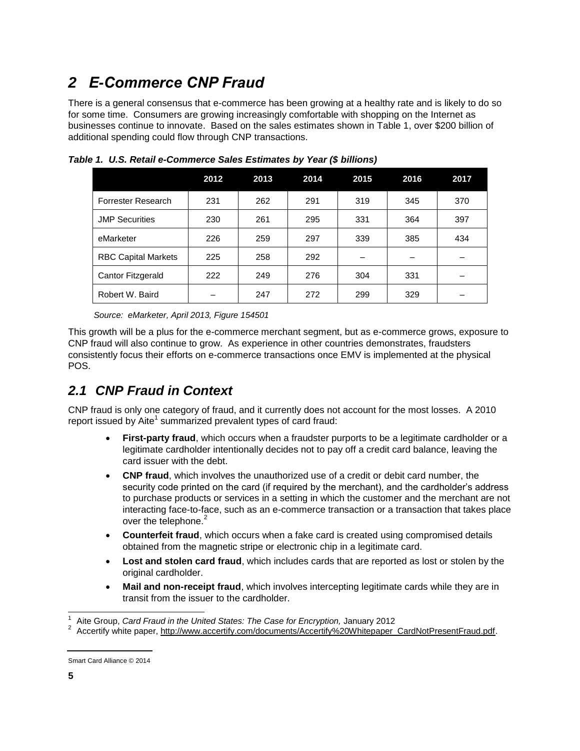# 2 E-Commerce CNP Fraud

There is a general consensus that e-commerce has been growing at a healthy rate and is likely to do so for some time. Consumers are growing increasingly comfortable with shopping on the Internet as businesses continue to innovate. Based on the sales estimates shown in Table 1, over $200 billion of additional spending could flow through CNP transactions.

***Table 1. U.S. Retail e-Commerce Sales Estimates by Year ($ billions)***

| | 2012 | 2013 | 2014 | 2015 | 2016 | 2017 |
|---|---|---|---|---|---|---|
| Forrester Research | 231 | 262 | 291 | 319 | 345 | 370 |
| JMP Securities | 230 | 261 | 295 | 331 | 364 | 397 |
| eMarketer | 226 | 259 | 297 | 339 | 385 | 434 |
| RBC Capital Markets | 225 | 258 | 292 | – | – | – |
| Cantor Fitzgerald | 222 | 249 | 276 | 304 | 331 | – |
| Robert W. Baird | – | 247 | 272 | 299 | 329 | – |

*Source: eMarketer, April 2013, Figure 154501*

This growth will be a plus for the e-commerce merchant segment, but as e-commerce grows, exposure to CNP fraud will also continue to grow. As experience in other countries demonstrates, fraudsters consistently focus their efforts on e-commerce transactions once EMV is implemented at the physical POS.

## 2.1 CNP Fraud in Context

CNP fraud is only one category of fraud, and it currently does not account for the most losses. A 2010 report issued by Aite[1] summarized prevalent types of card fraud:

- **First-party fraud**, which occurs when a fraudster purports to be a legitimate cardholder or a legitimate cardholder intentionally decides not to pay off a credit card balance, leaving the card issuer with the debt.
- **CNP fraud**, which involves the unauthorized use of a credit or debit card number, the security code printed on the card (if required by the merchant), and the cardholder's address to purchase products or services in a setting in which the customer and the merchant are not interacting face-to-face, such as an e-commerce transaction or a transaction that takes place over the telephone.[2]
- **Counterfeit fraud**, which occurs when a fake card is created using compromised details obtained from the magnetic stripe or electronic chip in a legitimate card.
- **Lost and stolen card fraud**, which includes cards that are reported as lost or stolen by the original cardholder.
- **Mail and non-receipt fraud**, which involves intercepting legitimate cards while they are in transit from the issuer to the cardholder.

---

[1] Aite Group, *Card Fraud in the United States: The Case for Encryption,* January 2012

[2] Accertify white paper, http://www.accertify.com/documents/Accertify%20Whitepaper_CardNotPresentFraud.pdf.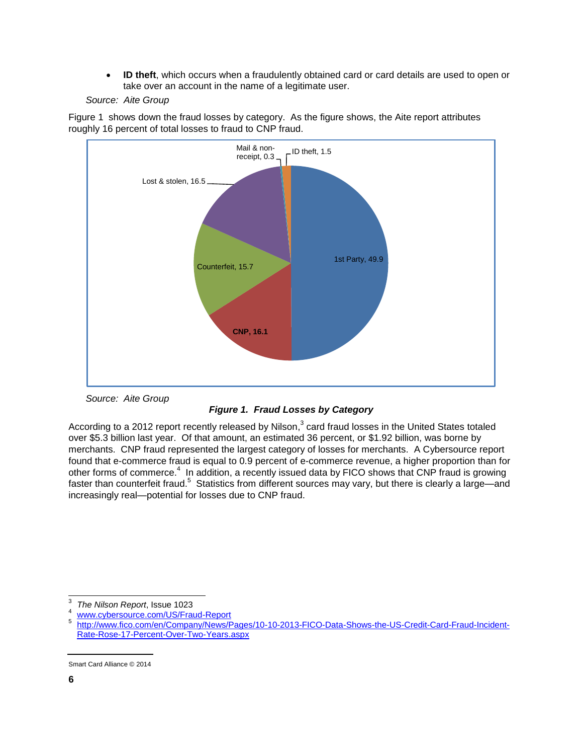- **ID theft**, which occurs when a fraudulently obtained card or card details are used to open or take over an account in the name of a legitimate user.

*Source: Aite Group*

Figure 1 shows down the fraud losses by category. As the figure shows, the Aite report attributes roughly 16 percent of total losses to fraud to CNP fraud.

*Source: Aite Group*

***Figure 1. Fraud Losses by Category***

According to a 2012 report recently released by Nilson,[3] card fraud losses in the United States totaled over $5.3 billion last year. Of that amount, an estimated 36 percent, or $1.92 billion, was borne by merchants. CNP fraud represented the largest category of losses for merchants. A Cybersource report found that e-commerce fraud is equal to 0.9 percent of e-commerce revenue, a higher proportion than for other forms of commerce.[4] In addition, a recently issued data by FICO shows that CNP fraud is growing faster than counterfeit fraud.[5] Statistics from different sources may vary, but there is clearly a large—and increasingly real—potential for losses due to CNP fraud.

---

[3] *The Nilson Report*, Issue 1023

[4] www.cybersource.com/US/Fraud-Report

[5] http://www.fico.com/en/Company/News/Pages/10-10-2013-FICO-Data-Shows-the-US-Credit-Card-Fraud-Incident-Rate-Rose-17-Percent-Over-Two-Years.aspx

Smart Card Alliance © 2014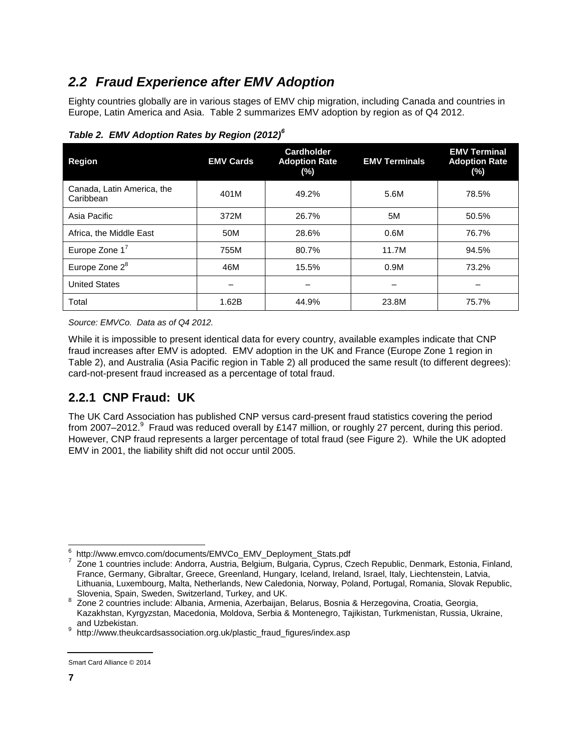## *2.2 Fraud Experience after EMV Adoption*

Eighty countries globally are in various stages of EMV chip migration, including Canada and countries in Europe, Latin America and Asia. Table 2 summarizes EMV adoption by region as of Q4 2012.

***Table 2. EMV Adoption Rates by Region (2012)[6]***

| Region | EMV Cards | Cardholder Adoption Rate (%) | EMV Terminals | EMV Terminal Adoption Rate (%) |
|---|---|---|---|---|
| Canada, Latin America, the Caribbean | 401M | 49.2% | 5.6M | 78.5% |
| Asia Pacific | 372M | 26.7% | 5M | 50.5% |
| Africa, the Middle East | 50M | 28.6% | 0.6M | 76.7% |
| Europe Zone 1[7] | 755M | 80.7% | 11.7M | 94.5% |
| Europe Zone 2[8] | 46M | 15.5% | 0.9M | 73.2% |
| United States | – | – | – | – |
| Total | 1.62B | 44.9% | 23.8M | 75.7% |

*Source: EMVCo. Data as of Q4 2012.*

While it is impossible to present identical data for every country, available examples indicate that CNP fraud increases after EMV is adopted. EMV adoption in the UK and France (Europe Zone 1 region in Table 2), and Australia (Asia Pacific region in Table 2) all produced the same result (to different degrees): card-not-present fraud increased as a percentage of total fraud.

### 2.2.1 CNP Fraud: UK

The UK Card Association has published CNP versus card-present fraud statistics covering the period from 2007–2012.[9] Fraud was reduced overall by £147 million, or roughly 27 percent, during this period. However, CNP fraud represents a larger percentage of total fraud (see Figure 2). While the UK adopted EMV in 2001, the liability shift did not occur until 2005.

---

[6] http://www.emvco.com/documents/EMVCo_EMV_Deployment_Stats.pdf

[7] Zone 1 countries include: Andorra, Austria, Belgium, Bulgaria, Cyprus, Czech Republic, Denmark, Estonia, Finland, France, Germany, Gibraltar, Greece, Greenland, Hungary, Iceland, Ireland, Israel, Italy, Liechtenstein, Latvia, Lithuania, Luxembourg, Malta, Netherlands, New Caledonia, Norway, Poland, Portugal, Romania, Slovak Republic, Slovenia, Spain, Sweden, Switzerland, Turkey, and UK.

[8] Zone 2 countries include: Albania, Armenia, Azerbaijan, Belarus, Bosnia & Herzegovina, Croatia, Georgia, Kazakhstan, Kyrgyzstan, Macedonia, Moldova, Serbia & Montenegro, Tajikistan, Turkmenistan, Russia, Ukraine, and Uzbekistan.

[9] http://www.theukcardsassociation.org.uk/plastic_fraud_figures/index.asp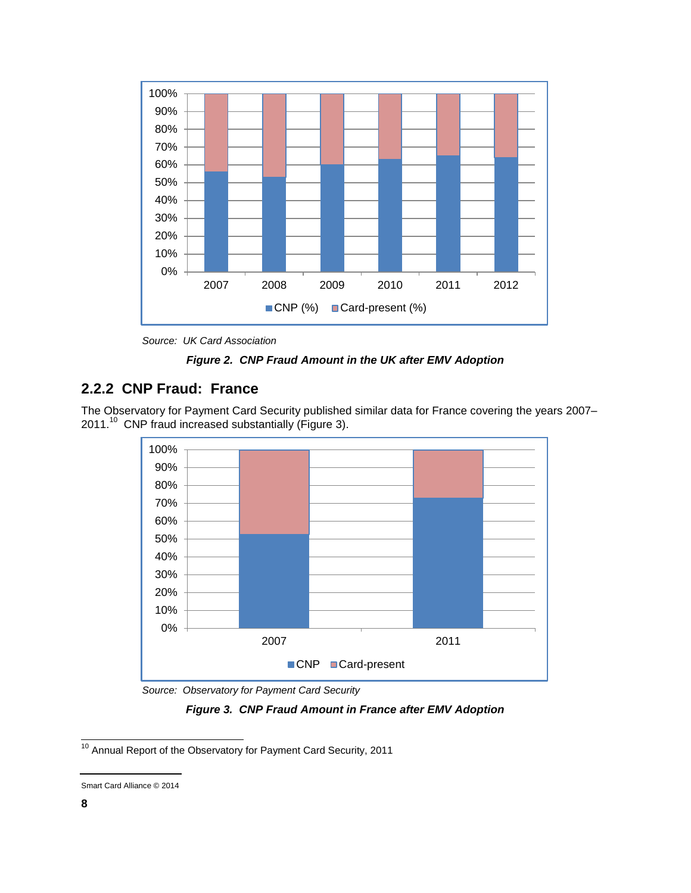Source: *UK Card Association*

***Figure 2. CNP Fraud Amount in the UK after EMV Adoption***

### 2.2.2 CNP Fraud: France

The Observatory for Payment Card Security published similar data for France covering the years 2007–2011.[10] CNP fraud increased substantially (Figure 3).

Source: *Observatory for Payment Card Security*

***Figure 3. CNP Fraud Amount in France after EMV Adoption***

[10] Annual Report of the Observatory for Payment Card Security, 2011

Smart Card Alliance © 2014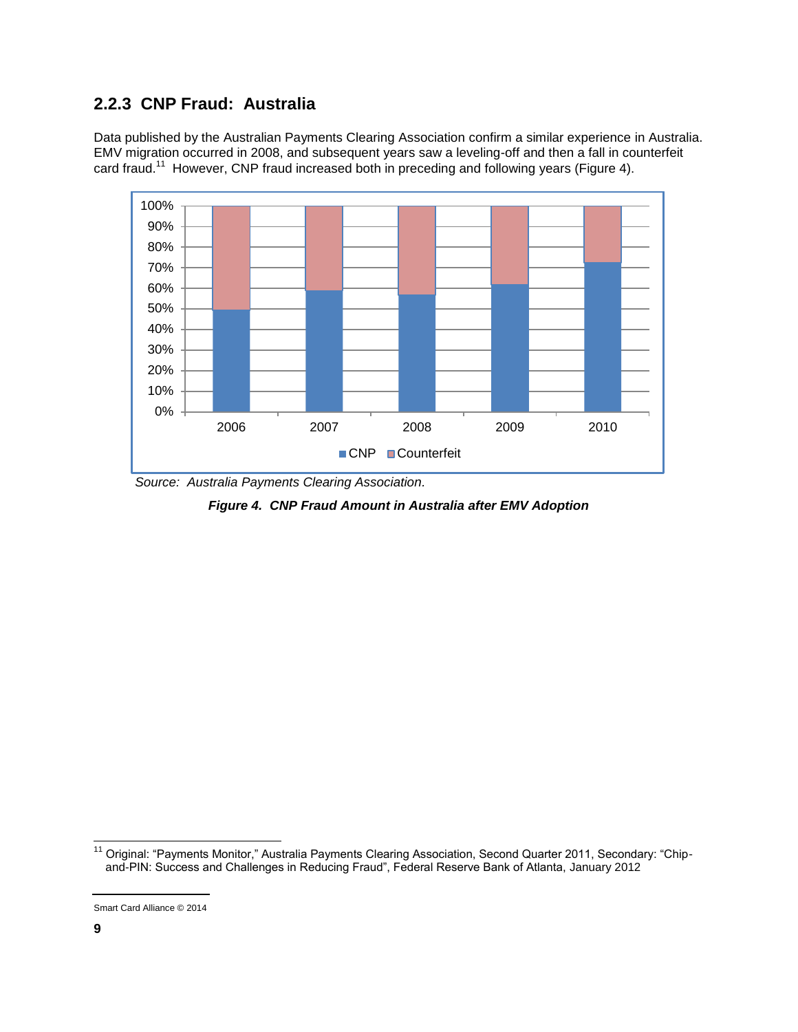### 2.2.3 CNP Fraud: Australia

Data published by the Australian Payments Clearing Association confirm a similar experience in Australia. EMV migration occurred in 2008, and subsequent years saw a leveling-off and then a fall in counterfeit card fraud.[11] However, CNP fraud increased both in preceding and following years (Figure 4).

*Source: Australia Payments Clearing Association.*

***Figure 4. CNP Fraud Amount in Australia after EMV Adoption***

[11] Original: "Payments Monitor," Australia Payments Clearing Association, Second Quarter 2011, Secondary: "Chip-and-PIN: Success and Challenges in Reducing Fraud", Federal Reserve Bank of Atlanta, January 2012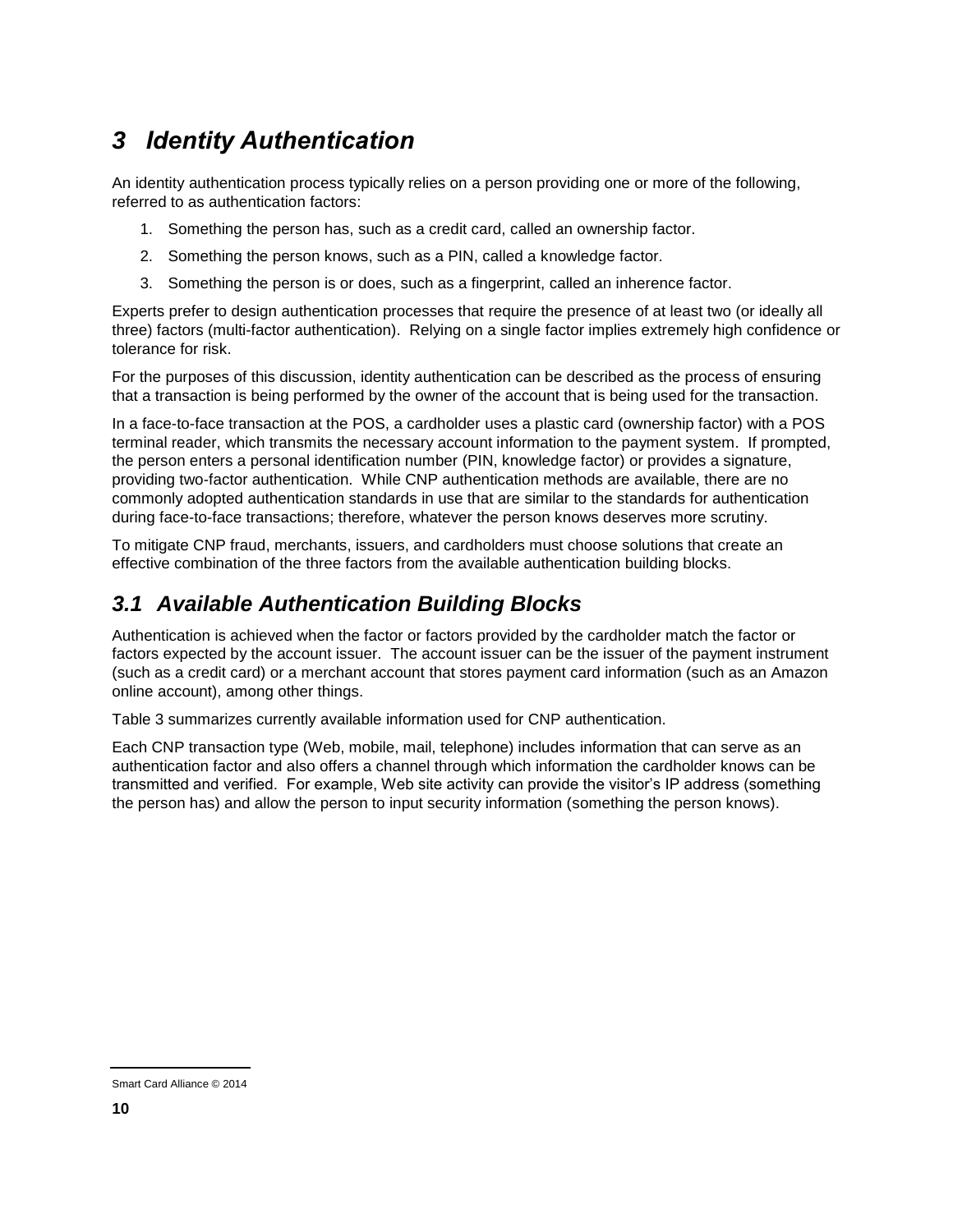# 3 Identity Authentication

An identity authentication process typically relies on a person providing one or more of the following, referred to as authentication factors:

1. Something the person has, such as a credit card, called an ownership factor.
2. Something the person knows, such as a PIN, called a knowledge factor.
3. Something the person is or does, such as a fingerprint, called an inherence factor.

Experts prefer to design authentication processes that require the presence of at least two (or ideally all three) factors (multi-factor authentication). Relying on a single factor implies extremely high confidence or tolerance for risk.

For the purposes of this discussion, identity authentication can be described as the process of ensuring that a transaction is being performed by the owner of the account that is being used for the transaction.

In a face-to-face transaction at the POS, a cardholder uses a plastic card (ownership factor) with a POS terminal reader, which transmits the necessary account information to the payment system. If prompted, the person enters a personal identification number (PIN, knowledge factor) or provides a signature, providing two-factor authentication. While CNP authentication methods are available, there are no commonly adopted authentication standards in use that are similar to the standards for authentication during face-to-face transactions; therefore, whatever the person knows deserves more scrutiny.

To mitigate CNP fraud, merchants, issuers, and cardholders must choose solutions that create an effective combination of the three factors from the available authentication building blocks.

## 3.1 Available Authentication Building Blocks

Authentication is achieved when the factor or factors provided by the cardholder match the factor or factors expected by the account issuer. The account issuer can be the issuer of the payment instrument (such as a credit card) or a merchant account that stores payment card information (such as an Amazon online account), among other things.

Table 3 summarizes currently available information used for CNP authentication.

Each CNP transaction type (Web, mobile, mail, telephone) includes information that can serve as an authentication factor and also offers a channel through which information the cardholder knows can be transmitted and verified. For example, Web site activity can provide the visitor's IP address (something the person has) and allow the person to input security information (something the person knows).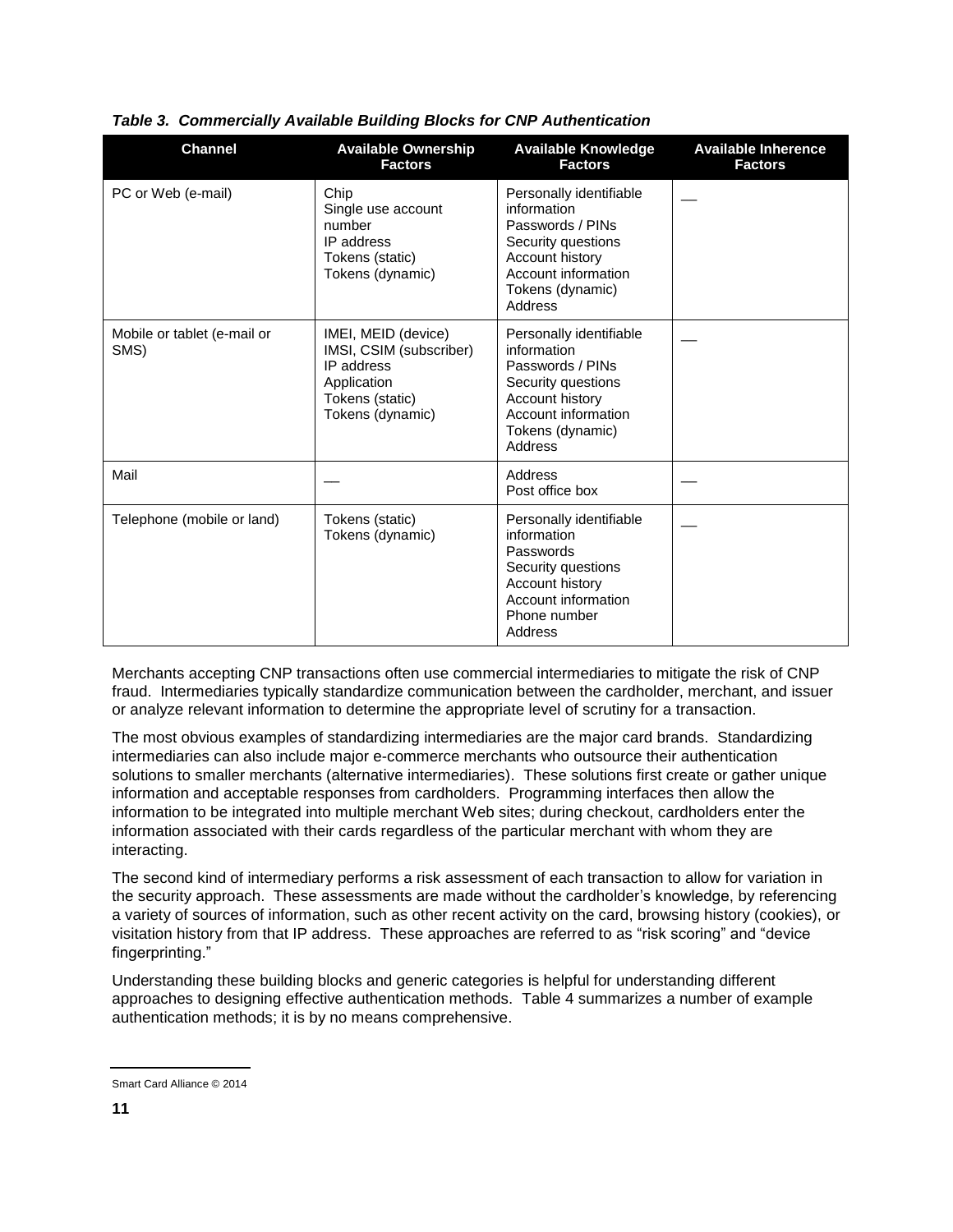*Table 3. Commercially Available Building Blocks for CNP Authentication*

| Channel | Available Ownership Factors | Available Knowledge Factors | Available Inherence Factors |
|---|---|---|---|
| PC or Web (e-mail) | Chip<br>Single use account number<br>IP address<br>Tokens (static)<br>Tokens (dynamic) | Personally identifiable information<br>Passwords / PINs<br>Security questions<br>Account history<br>Account information<br>Tokens (dynamic)<br>Address | — |
| Mobile or tablet (e-mail or SMS) | IMEI, MEID (device)<br>IMSI, CSIM (subscriber)<br>IP address<br>Application<br>Tokens (static)<br>Tokens (dynamic) | Personally identifiable information<br>Passwords / PINs<br>Security questions<br>Account history<br>Account information<br>Tokens (dynamic)<br>Address | — |
| Mail | — | Address<br>Post office box | — |
| Telephone (mobile or land) | Tokens (static)<br>Tokens (dynamic) | Personally identifiable information<br>Passwords<br>Security questions<br>Account history<br>Account information<br>Phone number<br>Address | — |

Merchants accepting CNP transactions often use commercial intermediaries to mitigate the risk of CNP fraud. Intermediaries typically standardize communication between the cardholder, merchant, and issuer or analyze relevant information to determine the appropriate level of scrutiny for a transaction.

The most obvious examples of standardizing intermediaries are the major card brands. Standardizing intermediaries can also include major e-commerce merchants who outsource their authentication solutions to smaller merchants (alternative intermediaries). These solutions first create or gather unique information and acceptable responses from cardholders. Programming interfaces then allow the information to be integrated into multiple merchant Web sites; during checkout, cardholders enter the information associated with their cards regardless of the particular merchant with whom they are interacting.

The second kind of intermediary performs a risk assessment of each transaction to allow for variation in the security approach. These assessments are made without the cardholder's knowledge, by referencing a variety of sources of information, such as other recent activity on the card, browsing history (cookies), or visitation history from that IP address. These approaches are referred to as "risk scoring" and "device fingerprinting."

Understanding these building blocks and generic categories is helpful for understanding different approaches to designing effective authentication methods. Table 4 summarizes a number of example authentication methods; it is by no means comprehensive.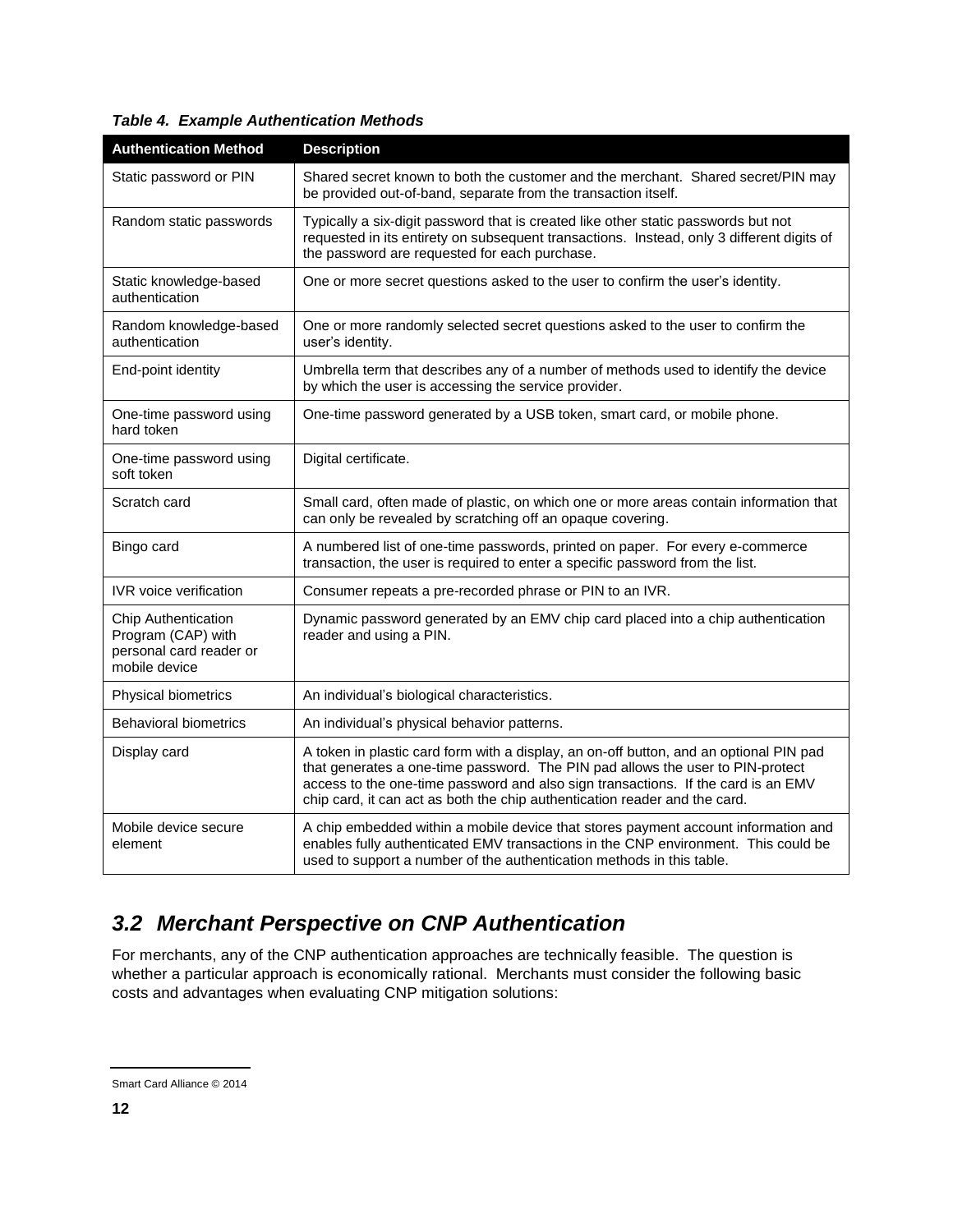*Table 4. Example Authentication Methods*

| Authentication Method | Description |
|---|---|
| Static password or PIN | Shared secret known to both the customer and the merchant. Shared secret/PIN may be provided out-of-band, separate from the transaction itself. |
| Random static passwords | Typically a six-digit password that is created like other static passwords but not requested in its entirety on subsequent transactions. Instead, only 3 different digits of the password are requested for each purchase. |
| Static knowledge-based authentication | One or more secret questions asked to the user to confirm the user's identity. |
| Random knowledge-based authentication | One or more randomly selected secret questions asked to the user to confirm the user's identity. |
| End-point identity | Umbrella term that describes any of a number of methods used to identify the device by which the user is accessing the service provider. |
| One-time password using hard token | One-time password generated by a USB token, smart card, or mobile phone. |
| One-time password using soft token | Digital certificate. |
| Scratch card | Small card, often made of plastic, on which one or more areas contain information that can only be revealed by scratching off an opaque covering. |
| Bingo card | A numbered list of one-time passwords, printed on paper. For every e-commerce transaction, the user is required to enter a specific password from the list. |
| IVR voice verification | Consumer repeats a pre-recorded phrase or PIN to an IVR. |
| Chip Authentication Program (CAP) with personal card reader or mobile device | Dynamic password generated by an EMV chip card placed into a chip authentication reader and using a PIN. |
| Physical biometrics | An individual's biological characteristics. |
| Behavioral biometrics | An individual's physical behavior patterns. |
| Display card | A token in plastic card form with a display, an on-off button, and an optional PIN pad that generates a one-time password. The PIN pad allows the user to PIN-protect access to the one-time password and also sign transactions. If the card is an EMV chip card, it can act as both the chip authentication reader and the card. |
| Mobile device secure element | A chip embedded within a mobile device that stores payment account information and enables fully authenticated EMV transactions in the CNP environment. This could be used to support a number of the authentication methods in this table. |

## *3.2 Merchant Perspective on CNP Authentication*

For merchants, any of the CNP authentication approaches are technically feasible. The question is whether a particular approach is economically rational. Merchants must consider the following basic costs and advantages when evaluating CNP mitigation solutions: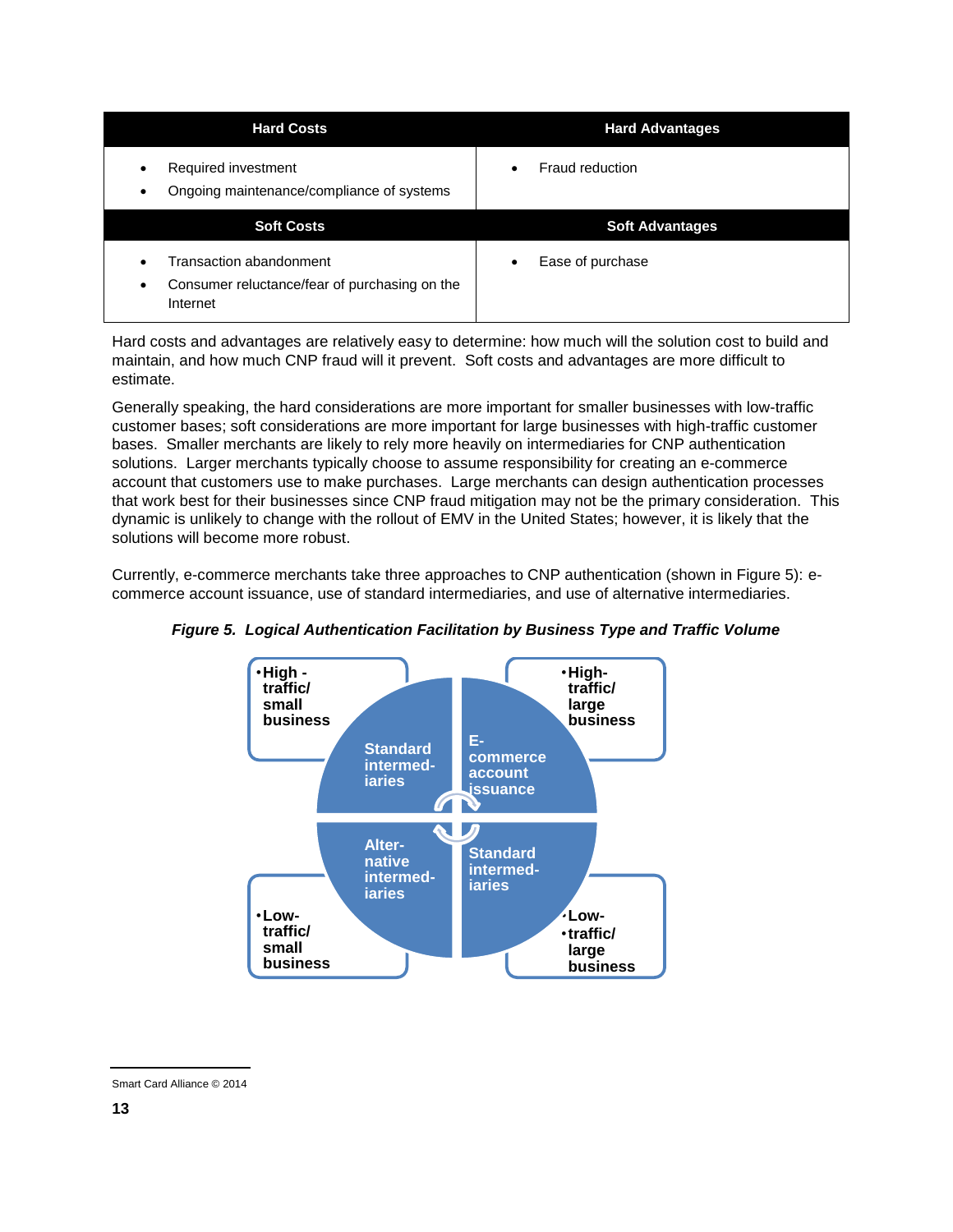| Hard Costs | Hard Advantages |
|---|---|
| • Required investment<br>• Ongoing maintenance/compliance of systems | • Fraud reduction |
| **Soft Costs** | **Soft Advantages** |
| • Transaction abandonment<br>• Consumer reluctance/fear of purchasing on the Internet | • Ease of purchase |

Hard costs and advantages are relatively easy to determine: how much will the solution cost to build and maintain, and how much CNP fraud will it prevent. Soft costs and advantages are more difficult to estimate.

Generally speaking, the hard considerations are more important for smaller businesses with low-traffic customer bases; soft considerations are more important for large businesses with high-traffic customer bases. Smaller merchants are likely to rely more heavily on intermediaries for CNP authentication solutions. Larger merchants typically choose to assume responsibility for creating an e-commerce account that customers use to make purchases. Large merchants can design authentication processes that work best for their businesses since CNP fraud mitigation may not be the primary consideration. This dynamic is unlikely to change with the rollout of EMV in the United States; however, it is likely that the solutions will become more robust.

Currently, e-commerce merchants take three approaches to CNP authentication (shown in Figure 5): e-commerce account issuance, use of standard intermediaries, and use of alternative intermediaries.

*Figure 5. Logical Authentication Facilitation by Business Type and Traffic Volume*

- High-traffic/small business: Standard intermediaries
- High-traffic/large business: E-commerce account issuance
- Low-traffic/small business: Alternative intermediaries
- Low-traffic/large business: Standard intermediaries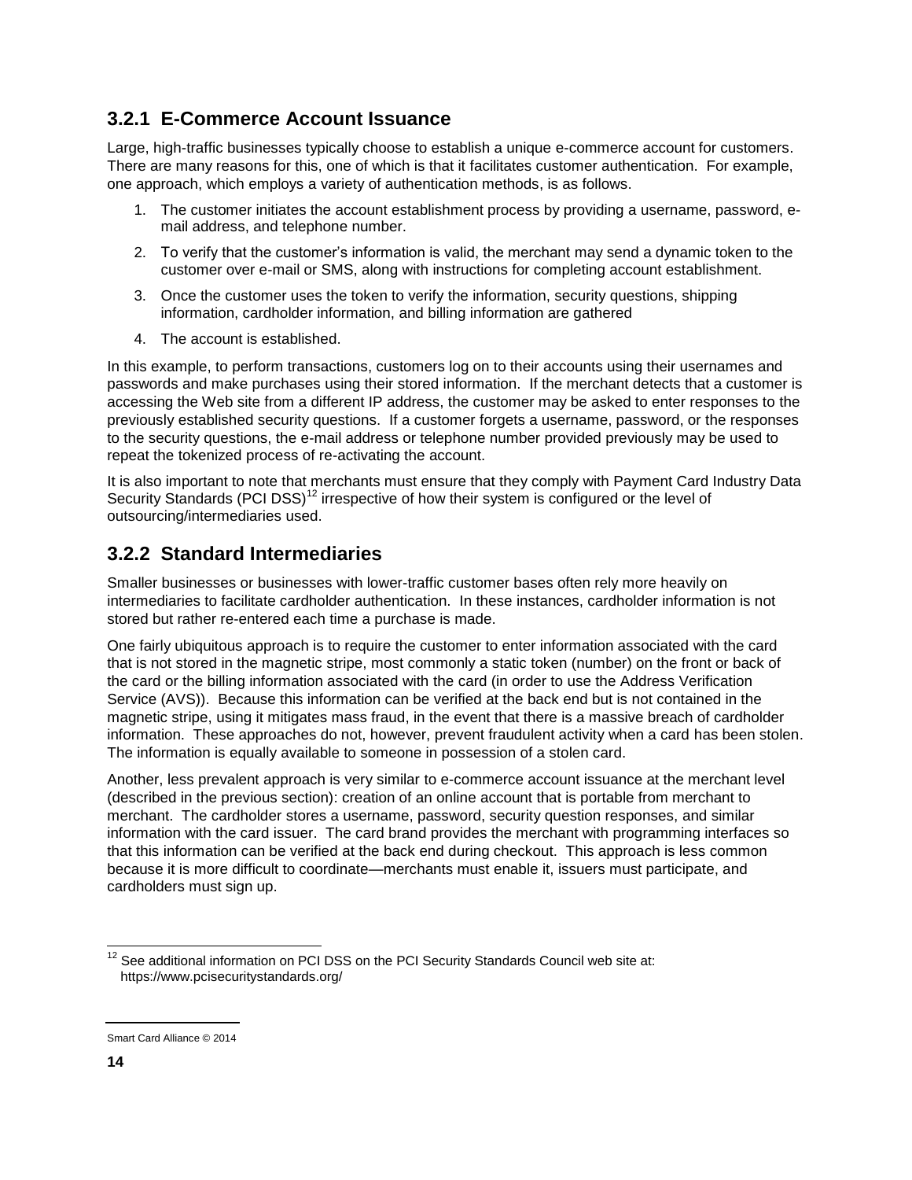### 3.2.1 E-Commerce Account Issuance

Large, high-traffic businesses typically choose to establish a unique e-commerce account for customers. There are many reasons for this, one of which is that it facilitates customer authentication. For example, one approach, which employs a variety of authentication methods, is as follows.

1. The customer initiates the account establishment process by providing a username, password, e-mail address, and telephone number.
2. To verify that the customer's information is valid, the merchant may send a dynamic token to the customer over e-mail or SMS, along with instructions for completing account establishment.
3. Once the customer uses the token to verify the information, security questions, shipping information, cardholder information, and billing information are gathered
4. The account is established.

In this example, to perform transactions, customers log on to their accounts using their usernames and passwords and make purchases using their stored information. If the merchant detects that a customer is accessing the Web site from a different IP address, the customer may be asked to enter responses to the previously established security questions. If a customer forgets a username, password, or the responses to the security questions, the e-mail address or telephone number provided previously may be used to repeat the tokenized process of re-activating the account.

It is also important to note that merchants must ensure that they comply with Payment Card Industry Data Security Standards (PCI DSS)[12] irrespective of how their system is configured or the level of outsourcing/intermediaries used.

### 3.2.2 Standard Intermediaries

Smaller businesses or businesses with lower-traffic customer bases often rely more heavily on intermediaries to facilitate cardholder authentication. In these instances, cardholder information is not stored but rather re-entered each time a purchase is made.

One fairly ubiquitous approach is to require the customer to enter information associated with the card that is not stored in the magnetic stripe, most commonly a static token (number) on the front or back of the card or the billing information associated with the card (in order to use the Address Verification Service (AVS)). Because this information can be verified at the back end but is not contained in the magnetic stripe, using it mitigates mass fraud, in the event that there is a massive breach of cardholder information. These approaches do not, however, prevent fraudulent activity when a card has been stolen. The information is equally available to someone in possession of a stolen card.

Another, less prevalent approach is very similar to e-commerce account issuance at the merchant level (described in the previous section): creation of an online account that is portable from merchant to merchant. The cardholder stores a username, password, security question responses, and similar information with the card issuer. The card brand provides the merchant with programming interfaces so that this information can be verified at the back end during checkout. This approach is less common because it is more difficult to coordinate—merchants must enable it, issuers must participate, and cardholders must sign up.

[12] See additional information on PCI DSS on the PCI Security Standards Council web site at: https://www.pcisecuritystandards.org/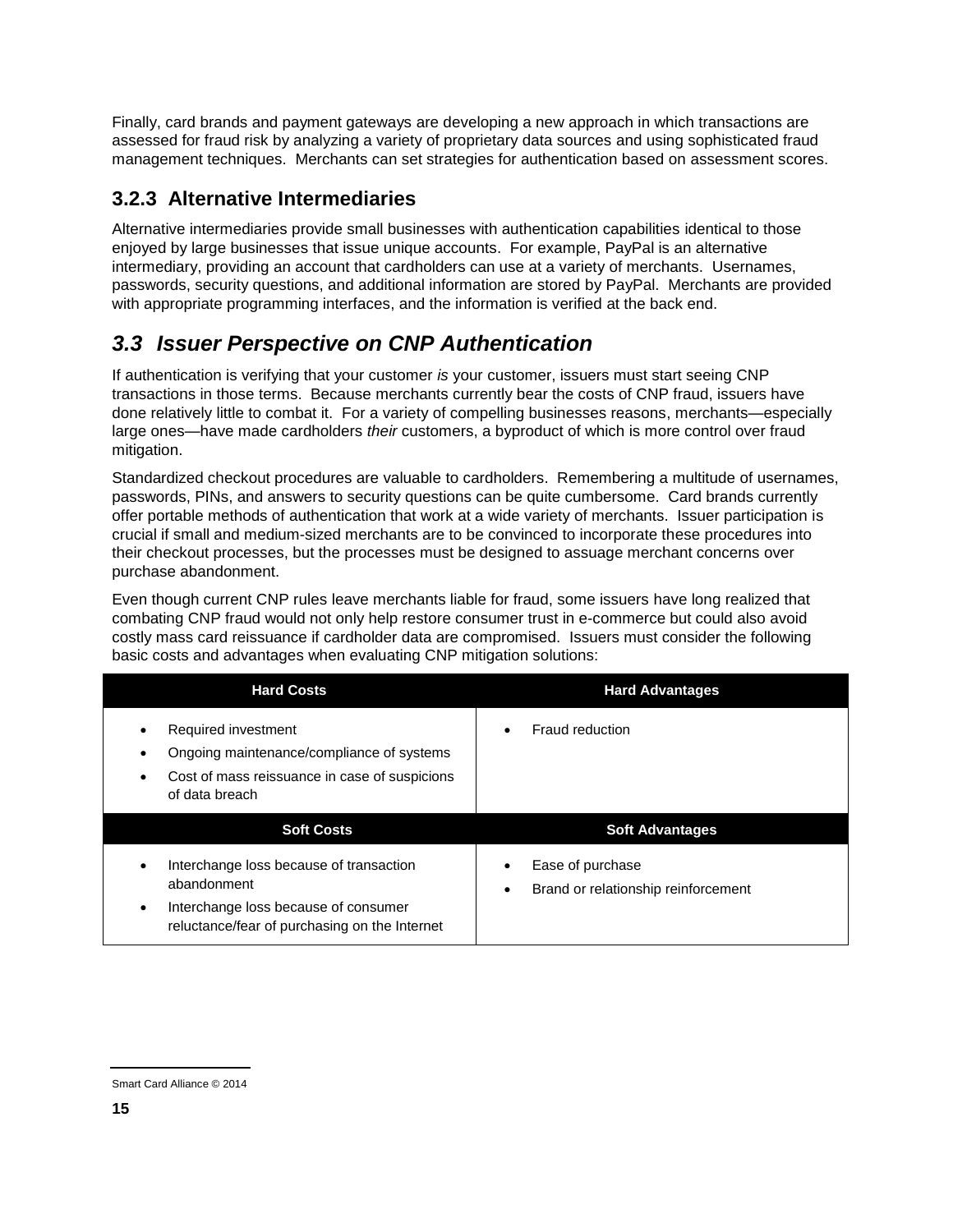Finally, card brands and payment gateways are developing a new approach in which transactions are assessed for fraud risk by analyzing a variety of proprietary data sources and using sophisticated fraud management techniques. Merchants can set strategies for authentication based on assessment scores.

### 3.2.3 Alternative Intermediaries

Alternative intermediaries provide small businesses with authentication capabilities identical to those enjoyed by large businesses that issue unique accounts. For example, PayPal is an alternative intermediary, providing an account that cardholders can use at a variety of merchants. Usernames, passwords, security questions, and additional information are stored by PayPal. Merchants are provided with appropriate programming interfaces, and the information is verified at the back end.

## *3.3 Issuer Perspective on CNP Authentication*

If authentication is verifying that your customer *is* your customer, issuers must start seeing CNP transactions in those terms. Because merchants currently bear the costs of CNP fraud, issuers have done relatively little to combat it. For a variety of compelling businesses reasons, merchants—especially large ones—have made cardholders *their* customers, a byproduct of which is more control over fraud mitigation.

Standardized checkout procedures are valuable to cardholders. Remembering a multitude of usernames, passwords, PINs, and answers to security questions can be quite cumbersome. Card brands currently offer portable methods of authentication that work at a wide variety of merchants. Issuer participation is crucial if small and medium-sized merchants are to be convinced to incorporate these procedures into their checkout processes, but the processes must be designed to assuage merchant concerns over purchase abandonment.

Even though current CNP rules leave merchants liable for fraud, some issuers have long realized that combating CNP fraud would not only help restore consumer trust in e-commerce but could also avoid costly mass card reissuance if cardholder data are compromised. Issuers must consider the following basic costs and advantages when evaluating CNP mitigation solutions:

| Hard Costs | Hard Advantages |
| --- | --- |
| • Required investment<br>• Ongoing maintenance/compliance of systems<br>• Cost of mass reissuance in case of suspicions of data breach | • Fraud reduction |
| **Soft Costs** | **Soft Advantages** |
| • Interchange loss because of transaction abandonment<br>• Interchange loss because of consumer reluctance/fear of purchasing on the Internet | • Ease of purchase<br>• Brand or relationship reinforcement |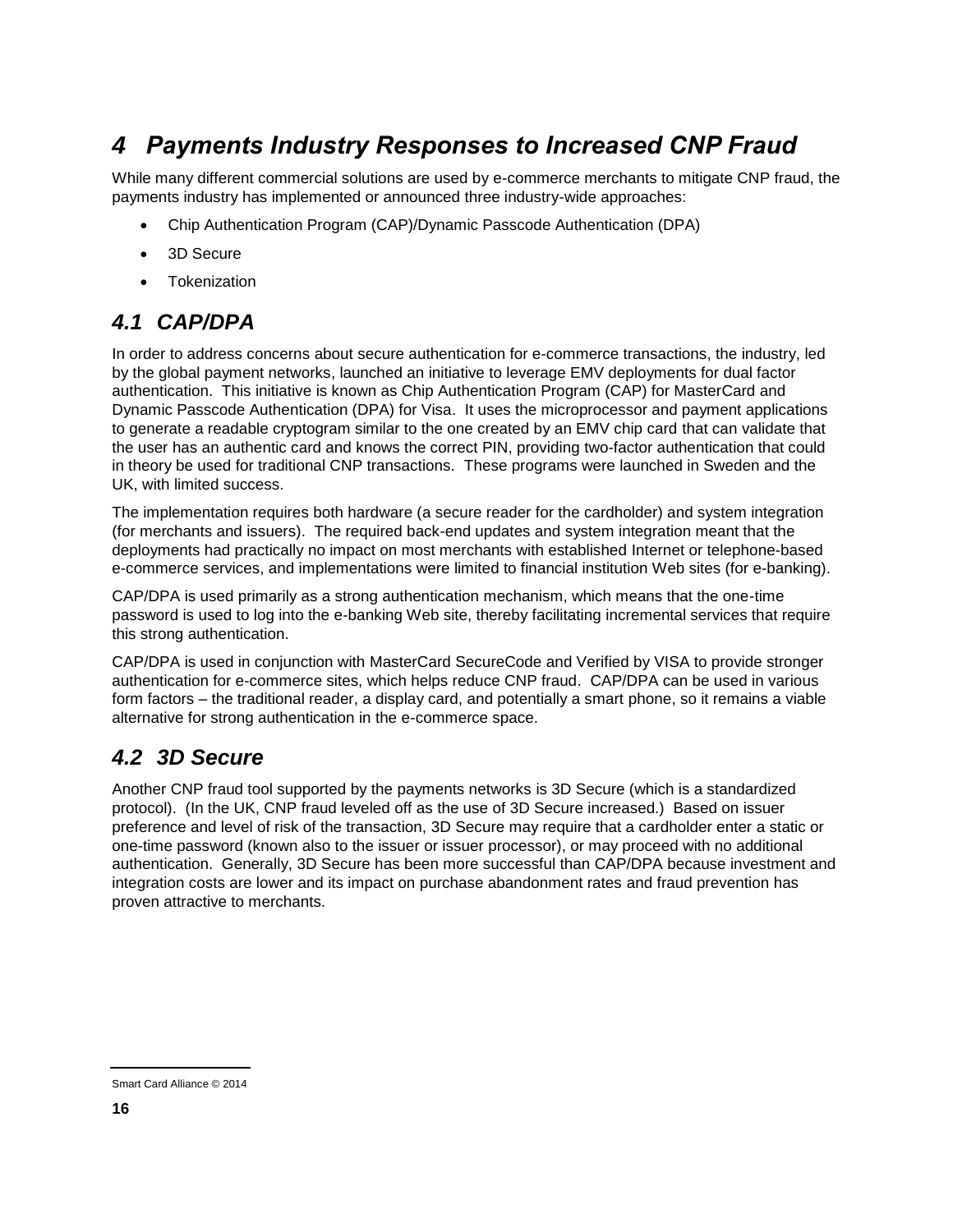# 4 Payments Industry Responses to Increased CNP Fraud

While many different commercial solutions are used by e-commerce merchants to mitigate CNP fraud, the payments industry has implemented or announced three industry-wide approaches:

- Chip Authentication Program (CAP)/Dynamic Passcode Authentication (DPA)
- 3D Secure
- Tokenization

## 4.1 CAP/DPA

In order to address concerns about secure authentication for e-commerce transactions, the industry, led by the global payment networks, launched an initiative to leverage EMV deployments for dual factor authentication. This initiative is known as Chip Authentication Program (CAP) for MasterCard and Dynamic Passcode Authentication (DPA) for Visa. It uses the microprocessor and payment applications to generate a readable cryptogram similar to the one created by an EMV chip card that can validate that the user has an authentic card and knows the correct PIN, providing two-factor authentication that could in theory be used for traditional CNP transactions. These programs were launched in Sweden and the UK, with limited success.

The implementation requires both hardware (a secure reader for the cardholder) and system integration (for merchants and issuers). The required back-end updates and system integration meant that the deployments had practically no impact on most merchants with established Internet or telephone-based e-commerce services, and implementations were limited to financial institution Web sites (for e-banking).

CAP/DPA is used primarily as a strong authentication mechanism, which means that the one-time password is used to log into the e-banking Web site, thereby facilitating incremental services that require this strong authentication.

CAP/DPA is used in conjunction with MasterCard SecureCode and Verified by VISA to provide stronger authentication for e-commerce sites, which helps reduce CNP fraud. CAP/DPA can be used in various form factors – the traditional reader, a display card, and potentially a smart phone, so it remains a viable alternative for strong authentication in the e-commerce space.

## 4.2 3D Secure

Another CNP fraud tool supported by the payments networks is 3D Secure (which is a standardized protocol). (In the UK, CNP fraud leveled off as the use of 3D Secure increased.) Based on issuer preference and level of risk of the transaction, 3D Secure may require that a cardholder enter a static or one-time password (known also to the issuer or issuer processor), or may proceed with no additional authentication. Generally, 3D Secure has been more successful than CAP/DPA because investment and integration costs are lower and its impact on purchase abandonment rates and fraud prevention has proven attractive to merchants.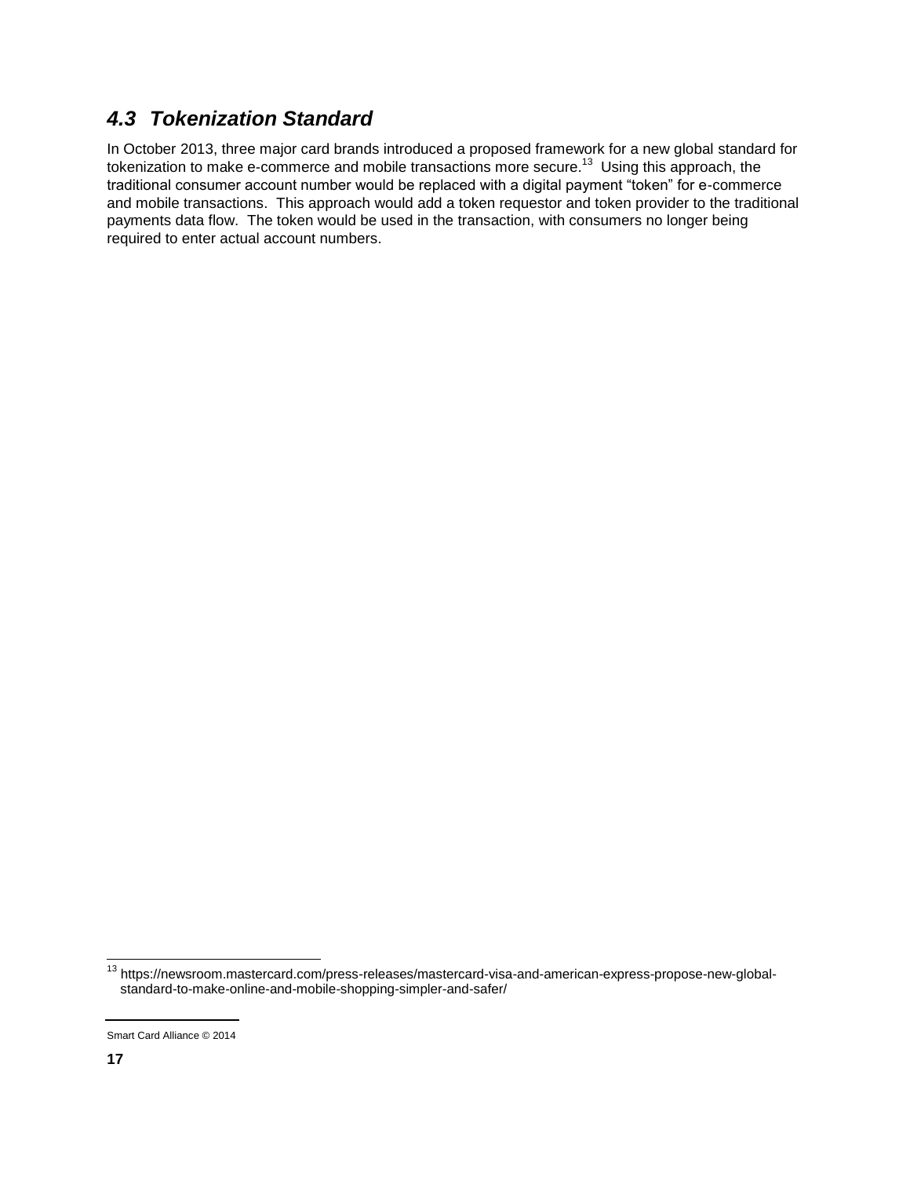## *4.3 Tokenization Standard*

In October 2013, three major card brands introduced a proposed framework for a new global standard for tokenization to make e-commerce and mobile transactions more secure.[13] Using this approach, the traditional consumer account number would be replaced with a digital payment "token" for e-commerce and mobile transactions. This approach would add a token requestor and token provider to the traditional payments data flow. The token would be used in the transaction, with consumers no longer being required to enter actual account numbers.

[13] https://newsroom.mastercard.com/press-releases/mastercard-visa-and-american-express-propose-new-global-standard-to-make-online-and-mobile-shopping-simpler-and-safer/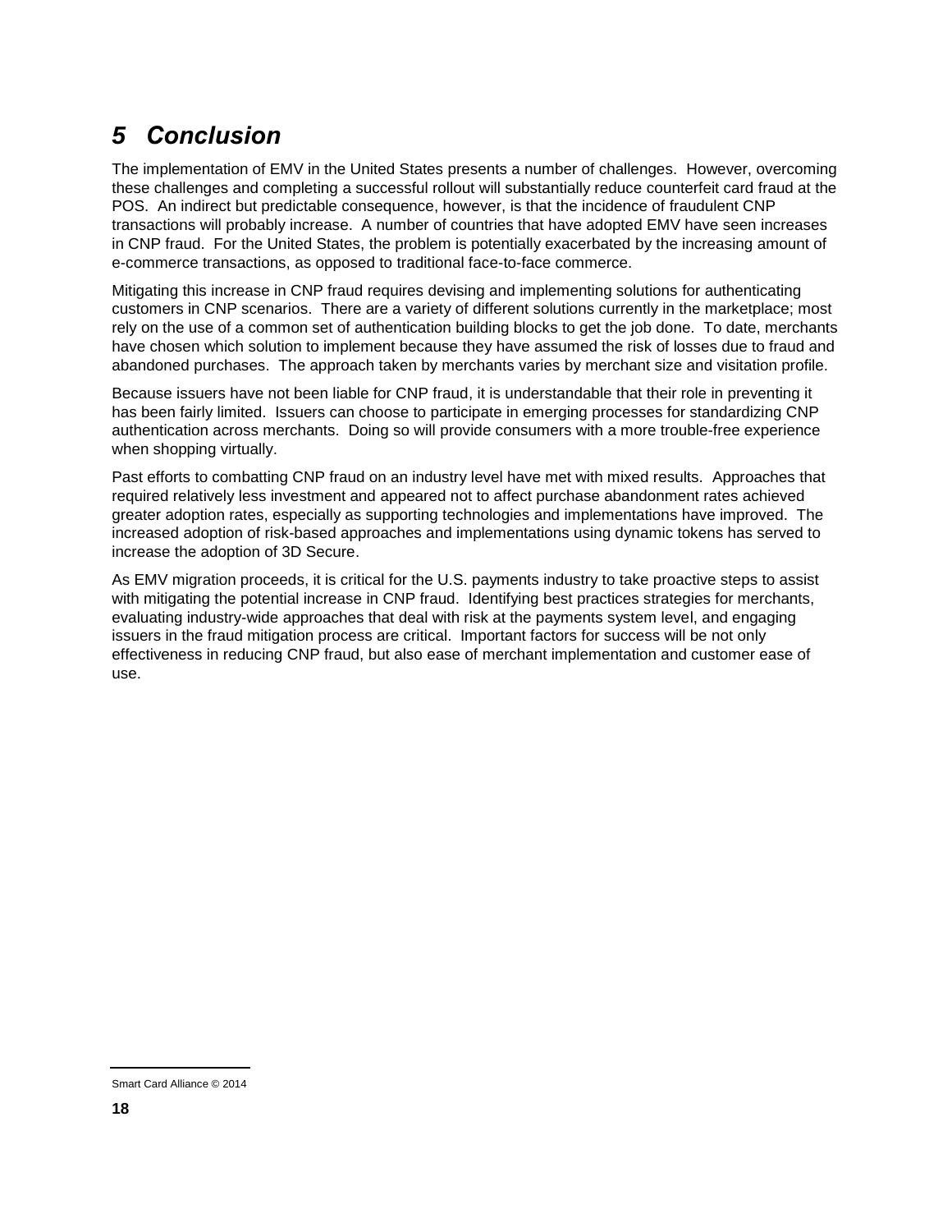# *5 Conclusion*

The implementation of EMV in the United States presents a number of challenges. However, overcoming these challenges and completing a successful rollout will substantially reduce counterfeit card fraud at the POS. An indirect but predictable consequence, however, is that the incidence of fraudulent CNP transactions will probably increase. A number of countries that have adopted EMV have seen increases in CNP fraud. For the United States, the problem is potentially exacerbated by the increasing amount of e-commerce transactions, as opposed to traditional face-to-face commerce.

Mitigating this increase in CNP fraud requires devising and implementing solutions for authenticating customers in CNP scenarios. There are a variety of different solutions currently in the marketplace; most rely on the use of a common set of authentication building blocks to get the job done. To date, merchants have chosen which solution to implement because they have assumed the risk of losses due to fraud and abandoned purchases. The approach taken by merchants varies by merchant size and visitation profile.

Because issuers have not been liable for CNP fraud, it is understandable that their role in preventing it has been fairly limited. Issuers can choose to participate in emerging processes for standardizing CNP authentication across merchants. Doing so will provide consumers with a more trouble-free experience when shopping virtually.

Past efforts to combatting CNP fraud on an industry level have met with mixed results. Approaches that required relatively less investment and appeared not to affect purchase abandonment rates achieved greater adoption rates, especially as supporting technologies and implementations have improved. The increased adoption of risk-based approaches and implementations using dynamic tokens has served to increase the adoption of 3D Secure.

As EMV migration proceeds, it is critical for the U.S. payments industry to take proactive steps to assist with mitigating the potential increase in CNP fraud. Identifying best practices strategies for merchants, evaluating industry-wide approaches that deal with risk at the payments system level, and engaging issuers in the fraud mitigation process are critical. Important factors for success will be not only effectiveness in reducing CNP fraud, but also ease of merchant implementation and customer ease of use.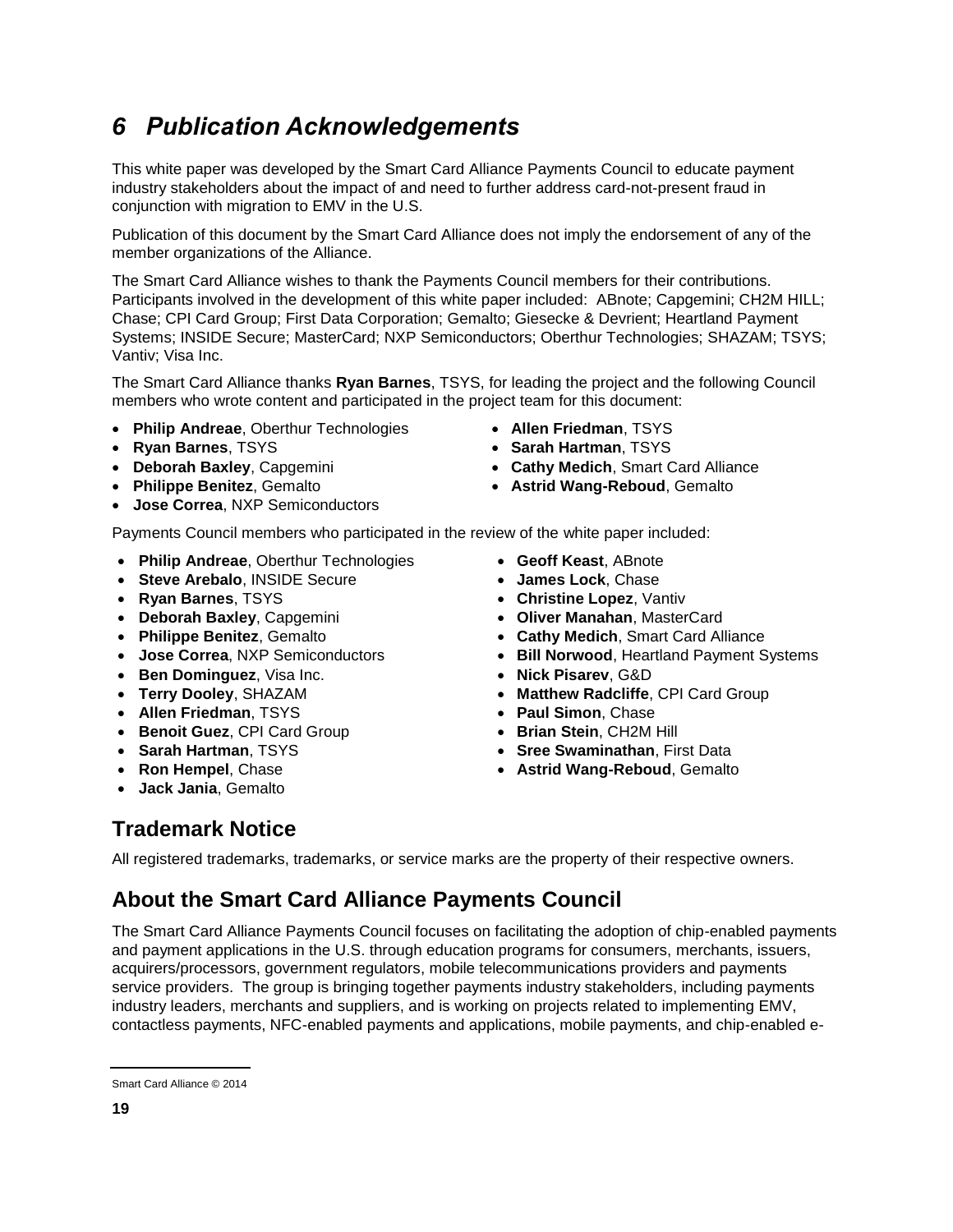# 6 Publication Acknowledgements

This white paper was developed by the Smart Card Alliance Payments Council to educate payment industry stakeholders about the impact of and need to further address card-not-present fraud in conjunction with migration to EMV in the U.S.

Publication of this document by the Smart Card Alliance does not imply the endorsement of any of the member organizations of the Alliance.

The Smart Card Alliance wishes to thank the Payments Council members for their contributions. Participants involved in the development of this white paper included: ABnote; Capgemini; CH2M HILL; Chase; CPI Card Group; First Data Corporation; Gemalto; Giesecke & Devrient; Heartland Payment Systems; INSIDE Secure; MasterCard; NXP Semiconductors; Oberthur Technologies; SHAZAM; TSYS; Vantiv; Visa Inc.

The Smart Card Alliance thanks **Ryan Barnes**, TSYS, for leading the project and the following Council members who wrote content and participated in the project team for this document:

- **Philip Andreae**, Oberthur Technologies
- **Ryan Barnes**, TSYS
- **Deborah Baxley**, Capgemini
- **Philippe Benitez**, Gemalto
- **Jose Correa**, NXP Semiconductors
- **Allen Friedman**, TSYS
- **Sarah Hartman**, TSYS
- **Cathy Medich**, Smart Card Alliance
- **Astrid Wang-Reboud**, Gemalto

Payments Council members who participated in the review of the white paper included:

- **Philip Andreae**, Oberthur Technologies
- **Steve Arebalo**, INSIDE Secure
- **Ryan Barnes**, TSYS
- **Deborah Baxley**, Capgemini
- **Philippe Benitez**, Gemalto
- **Jose Correa**, NXP Semiconductors
- **Ben Dominguez**, Visa Inc.
- **Terry Dooley**, SHAZAM
- **Allen Friedman**, TSYS
- **Benoit Guez**, CPI Card Group
- **Sarah Hartman**, TSYS
- **Ron Hempel**, Chase
- **Jack Jania**, Gemalto
- **Geoff Keast**, ABnote
- **James Lock**, Chase
- **Christine Lopez**, Vantiv
- **Oliver Manahan**, MasterCard
- **Cathy Medich**, Smart Card Alliance
- **Bill Norwood**, Heartland Payment Systems
- **Nick Pisarev**, G&D
- **Matthew Radcliffe**, CPI Card Group
- **Paul Simon**, Chase
- **Brian Stein**, CH2M Hill
- **Sree Swaminathan**, First Data
- **Astrid Wang-Reboud**, Gemalto

## Trademark Notice

All registered trademarks, trademarks, or service marks are the property of their respective owners.

## About the Smart Card Alliance Payments Council

The Smart Card Alliance Payments Council focuses on facilitating the adoption of chip-enabled payments and payment applications in the U.S. through education programs for consumers, merchants, issuers, acquirers/processors, government regulators, mobile telecommunications providers and payments service providers. The group is bringing together payments industry stakeholders, including payments industry leaders, merchants and suppliers, and is working on projects related to implementing EMV, contactless payments, NFC-enabled payments and applications, mobile payments, and chip-enabled e-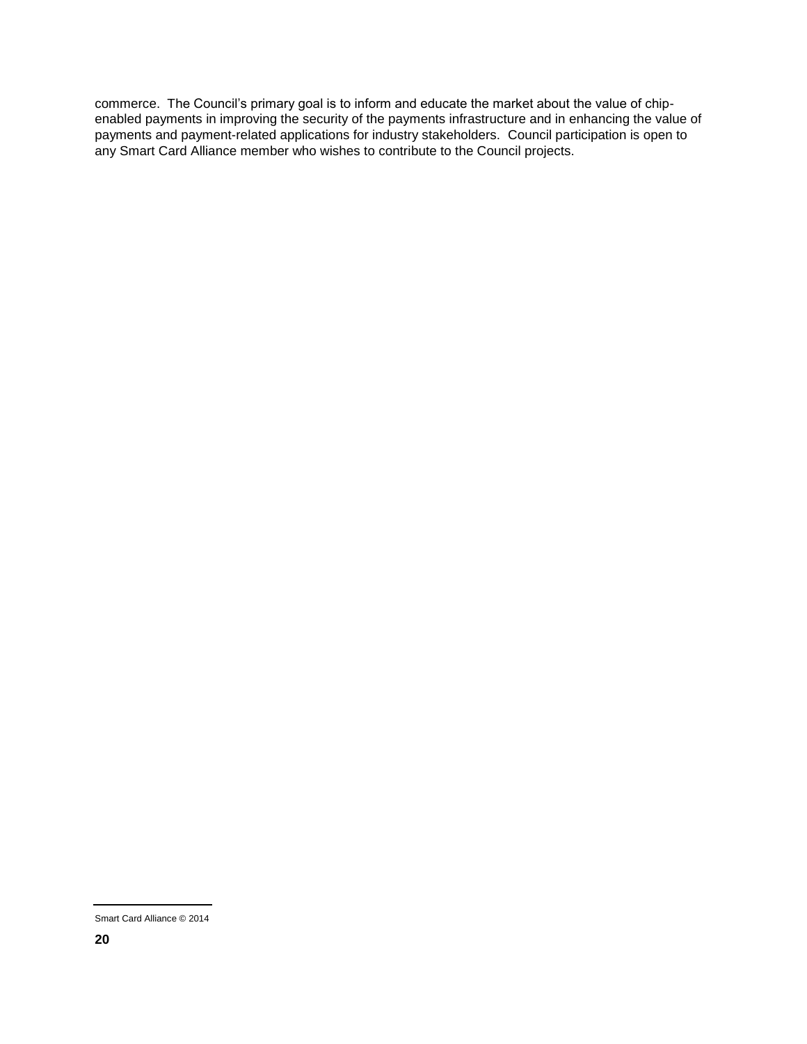commerce. The Council's primary goal is to inform and educate the market about the value of chip-enabled payments in improving the security of the payments infrastructure and in enhancing the value of payments and payment-related applications for industry stakeholders. Council participation is open to any Smart Card Alliance member who wishes to contribute to the Council projects.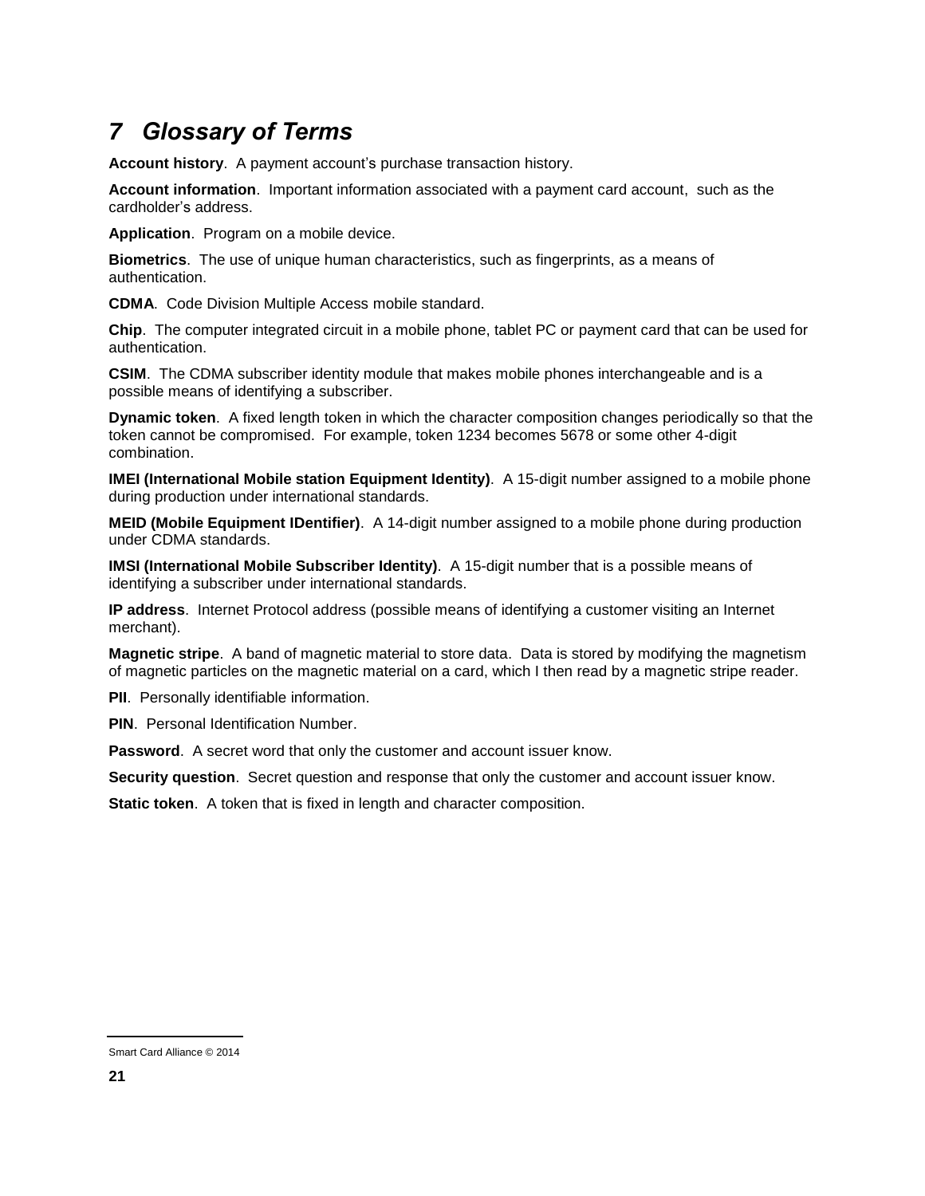# 7 Glossary of Terms

**Account history**. A payment account's purchase transaction history.

**Account information**. Important information associated with a payment card account, such as the cardholder's address.

**Application**. Program on a mobile device.

**Biometrics**. The use of unique human characteristics, such as fingerprints, as a means of authentication.

**CDMA**. Code Division Multiple Access mobile standard.

**Chip**. The computer integrated circuit in a mobile phone, tablet PC or payment card that can be used for authentication.

**CSIM**. The CDMA subscriber identity module that makes mobile phones interchangeable and is a possible means of identifying a subscriber.

**Dynamic token**. A fixed length token in which the character composition changes periodically so that the token cannot be compromised. For example, token 1234 becomes 5678 or some other 4-digit combination.

**IMEI (International Mobile station Equipment Identity)**. A 15-digit number assigned to a mobile phone during production under international standards.

**MEID (Mobile Equipment IDentifier)**. A 14-digit number assigned to a mobile phone during production under CDMA standards.

**IMSI (International Mobile Subscriber Identity)**. A 15-digit number that is a possible means of identifying a subscriber under international standards.

**IP address**. Internet Protocol address (possible means of identifying a customer visiting an Internet merchant).

**Magnetic stripe**. A band of magnetic material to store data. Data is stored by modifying the magnetism of magnetic particles on the magnetic material on a card, which I then read by a magnetic stripe reader.

**PII**. Personally identifiable information.

**PIN**. Personal Identification Number.

**Password**. A secret word that only the customer and account issuer know.

**Security question**. Secret question and response that only the customer and account issuer know.

**Static token**. A token that is fixed in length and character composition.

Smart Card Alliance © 2014